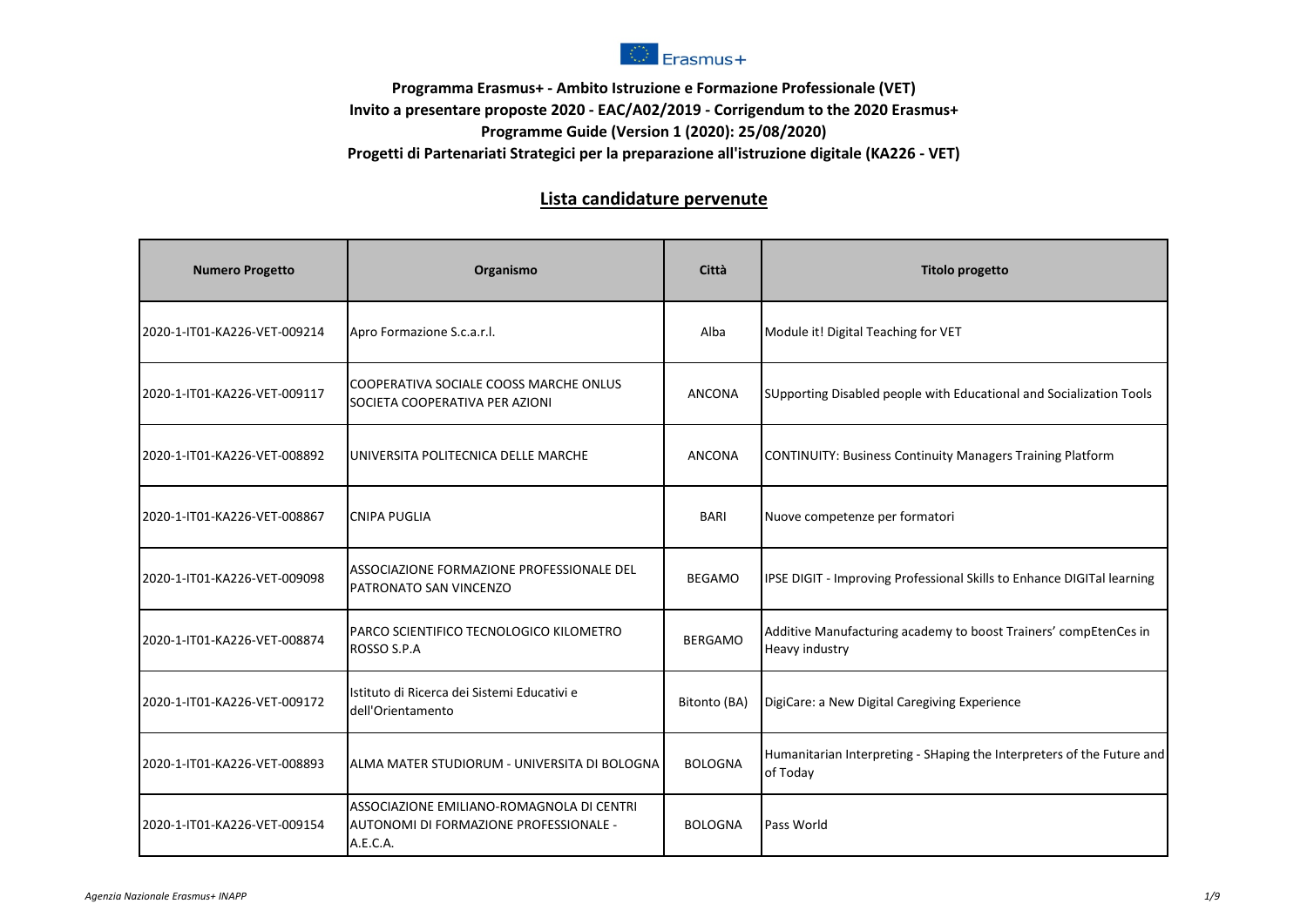Erasmus+

**Programma Erasmus+ - Ambito Istruzione e Formazione Professionale (VET)**
**Invito a presentare proposte 2020 - EAC/A02/2019 - Corrigendum to the 2020 Erasmus+ Programme Guide (Version 1 (2020): 25/08/2020)**
**Progetti di Partenariati Strategici per la preparazione all'istruzione digitale (KA226 - VET)**

## Lista candidature pervenute

| Numero Progetto | Organismo | Città | Titolo progetto |
|---|---|---|---|
| 2020-1-IT01-KA226-VET-009214 | Apro Formazione S.c.a.r.l. | Alba | Module it! Digital Teaching for VET |
| 2020-1-IT01-KA226-VET-009117 | COOPERATIVA SOCIALE COOSS MARCHE ONLUS SOCIETA COOPERATIVA PER AZIONI | ANCONA | SUpporting Disabled people with Educational and Socialization Tools |
| 2020-1-IT01-KA226-VET-008892 | UNIVERSITA POLITECNICA DELLE MARCHE | ANCONA | CONTINUITY: Business Continuity Managers Training Platform |
| 2020-1-IT01-KA226-VET-008867 | CNIPA PUGLIA | BARI | Nuove competenze per formatori |
| 2020-1-IT01-KA226-VET-009098 | ASSOCIAZIONE FORMAZIONE PROFESSIONALE DEL PATRONATO SAN VINCENZO | BEGAMO | IPSE DIGIT - Improving Professional Skills to Enhance DIGITal learning |
| 2020-1-IT01-KA226-VET-008874 | PARCO SCIENTIFICO TECNOLOGICO KILOMETRO ROSSO S.P.A | BERGAMO | Additive Manufacturing academy to boost Trainers' compEtenCes in Heavy industry |
| 2020-1-IT01-KA226-VET-009172 | Istituto di Ricerca dei Sistemi Educativi e dell'Orientamento | Bitonto (BA) | DigiCare: a New Digital Caregiving Experience |
| 2020-1-IT01-KA226-VET-008893 | ALMA MATER STUDIORUM - UNIVERSITA DI BOLOGNA | BOLOGNA | Humanitarian Interpreting - SHaping the Interpreters of the Future and of Today |
| 2020-1-IT01-KA226-VET-009154 | ASSOCIAZIONE EMILIANO-ROMAGNOLA DI CENTRI AUTONOMI DI FORMAZIONE PROFESSIONALE - A.E.C.A. | BOLOGNA | Pass World |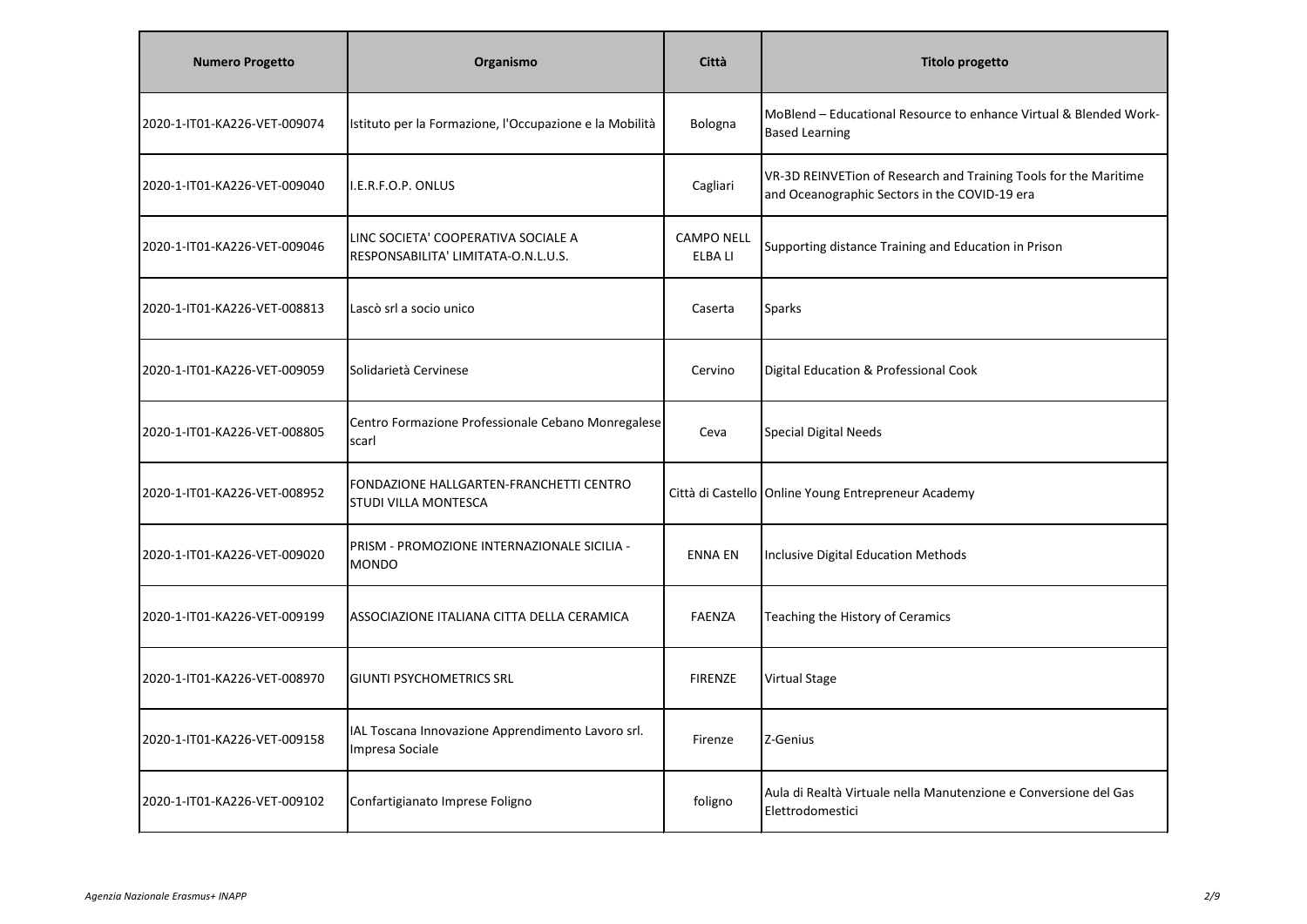| Numero Progetto | Organismo | Città | Titolo progetto |
|---|---|---|---|
| 2020-1-IT01-KA226-VET-009074 | Istituto per la Formazione, l'Occupazione e la Mobilità | Bologna | MoBlend – Educational Resource to enhance Virtual & Blended Work-Based Learning |
| 2020-1-IT01-KA226-VET-009040 | I.E.R.F.O.P. ONLUS | Cagliari | VR-3D REINVETion of Research and Training Tools for the Maritime and Oceanographic Sectors in the COVID-19 era |
| 2020-1-IT01-KA226-VET-009046 | LINC SOCIETA' COOPERATIVA SOCIALE A RESPONSABILITA' LIMITATA-O.N.L.U.S. | CAMPO NELL ELBA LI | Supporting distance Training and Education in Prison |
| 2020-1-IT01-KA226-VET-008813 | Lascò srl a socio unico | Caserta | Sparks |
| 2020-1-IT01-KA226-VET-009059 | Solidarietà Cervinese | Cervino | Digital Education & Professional Cook |
| 2020-1-IT01-KA226-VET-008805 | Centro Formazione Professionale Cebano Monregalese scarl | Ceva | Special Digital Needs |
| 2020-1-IT01-KA226-VET-008952 | FONDAZIONE HALLGARTEN-FRANCHETTI CENTRO STUDI VILLA MONTESCA | Città di Castello | Online Young Entrepreneur Academy |
| 2020-1-IT01-KA226-VET-009020 | PRISM - PROMOZIONE INTERNAZIONALE SICILIA - MONDO | ENNA EN | Inclusive Digital Education Methods |
| 2020-1-IT01-KA226-VET-009199 | ASSOCIAZIONE ITALIANA CITTA DELLA CERAMICA | FAENZA | Teaching the History of Ceramics |
| 2020-1-IT01-KA226-VET-008970 | GIUNTI PSYCHOMETRICS SRL | FIRENZE | Virtual Stage |
| 2020-1-IT01-KA226-VET-009158 | IAL Toscana Innovazione Apprendimento Lavoro srl. Impresa Sociale | Firenze | Z-Genius |
| 2020-1-IT01-KA226-VET-009102 | Confartigianato Imprese Foligno | foligno | Aula di Realtà Virtuale nella Manutenzione e Conversione del Gas Elettrodomestici |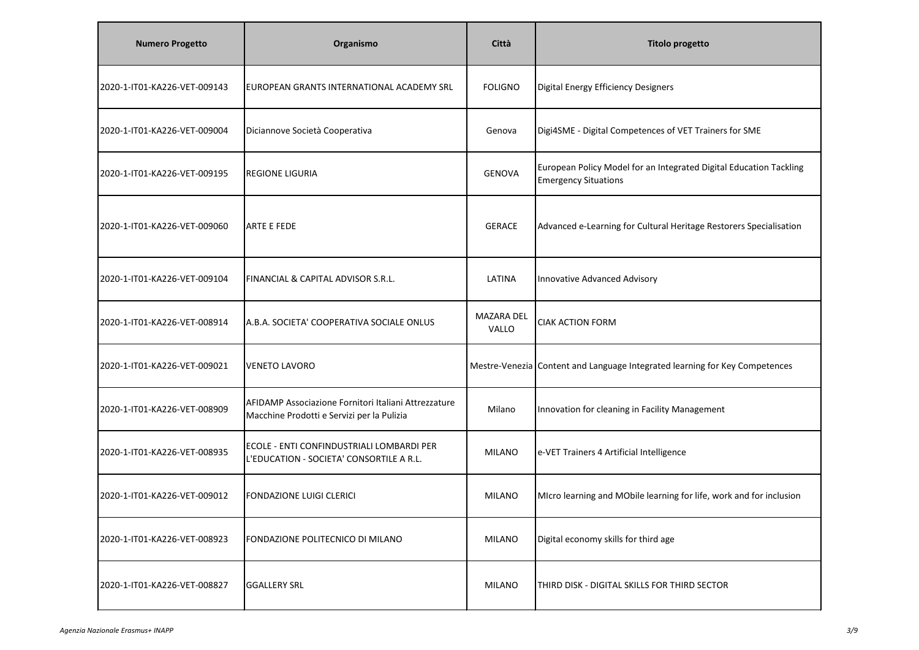| Numero Progetto | Organismo | Città | Titolo progetto |
|---|---|---|---|
| 2020-1-IT01-KA226-VET-009143 | EUROPEAN GRANTS INTERNATIONAL ACADEMY SRL | FOLIGNO | Digital Energy Efficiency Designers |
| 2020-1-IT01-KA226-VET-009004 | Diciannove Società Cooperativa | Genova | Digi4SME - Digital Competences of VET Trainers for SME |
| 2020-1-IT01-KA226-VET-009195 | REGIONE LIGURIA | GENOVA | European Policy Model for an Integrated Digital Education Tackling Emergency Situations |
| 2020-1-IT01-KA226-VET-009060 | ARTE E FEDE | GERACE | Advanced e-Learning for Cultural Heritage Restorers Specialisation |
| 2020-1-IT01-KA226-VET-009104 | FINANCIAL & CAPITAL ADVISOR S.R.L. | LATINA | Innovative Advanced Advisory |
| 2020-1-IT01-KA226-VET-008914 | A.B.A. SOCIETA' COOPERATIVA SOCIALE ONLUS | MAZARA DEL VALLO | CIAK ACTION FORM |
| 2020-1-IT01-KA226-VET-009021 | VENETO LAVORO | Mestre-Venezia | Content and Language Integrated learning for Key Competences |
| 2020-1-IT01-KA226-VET-008909 | AFIDAMP Associazione Fornitori Italiani Attrezzature Macchine Prodotti e Servizi per la Pulizia | Milano | Innovation for cleaning in Facility Management |
| 2020-1-IT01-KA226-VET-008935 | ECOLE - ENTI CONFINDUSTRIALI LOMBARDI PER L'EDUCATION - SOCIETA' CONSORTILE A R.L. | MILANO | e-VET Trainers 4 Artificial Intelligence |
| 2020-1-IT01-KA226-VET-009012 | FONDAZIONE LUIGI CLERICI | MILANO | MIcro learning and MObile learning for life, work and for inclusion |
| 2020-1-IT01-KA226-VET-008923 | FONDAZIONE POLITECNICO DI MILANO | MILANO | Digital economy skills for third age |
| 2020-1-IT01-KA226-VET-008827 | GGALLERY SRL | MILANO | THIRD DISK - DIGITAL SKILLS FOR THIRD SECTOR |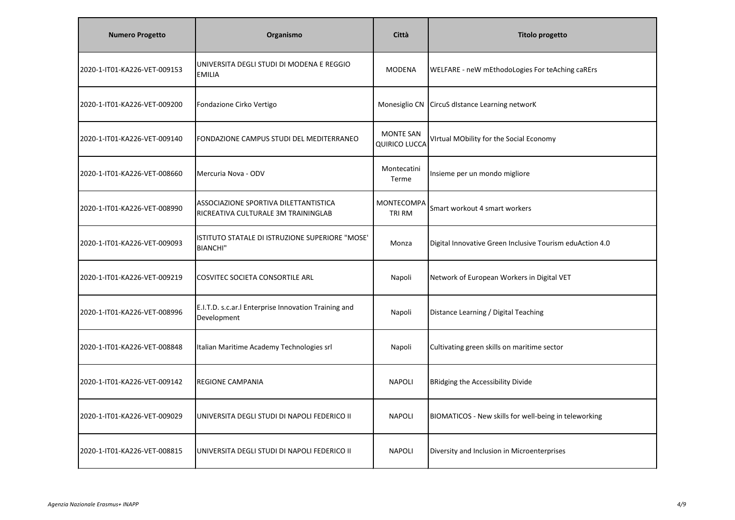| Numero Progetto | Organismo | Città | Titolo progetto |
| --- | --- | --- | --- |
| 2020-1-IT01-KA226-VET-009153 | UNIVERSITA DEGLI STUDI DI MODENA E REGGIO EMILIA | MODENA | WELFARE - neW mEthodoLogies For teAching caREr s |
| 2020-1-IT01-KA226-VET-009200 | Fondazione Cirko Vertigo | Monesiglio CN | CircuS dIstance Learning networK |
| 2020-1-IT01-KA226-VET-009140 | FONDAZIONE CAMPUS STUDI DEL MEDITERRANEO | MONTE SAN QUIRICO LUCCA | VIrtual MObility for the Social Economy |
| 2020-1-IT01-KA226-VET-008660 | Mercuria Nova - ODV | Montecatini Terme | Insieme per un mondo migliore |
| 2020-1-IT01-KA226-VET-008990 | ASSOCIAZIONE SPORTIVA DILETTANTISTICA RICREATIVA CULTURALE 3M TRAININGLAB | MONTECOMPATRI RM | Smart workout 4 smart workers |
| 2020-1-IT01-KA226-VET-009093 | ISTITUTO STATALE DI ISTRUZIONE SUPERIORE "MOSE' BIANCHI" | Monza | Digital Innovative Green Inclusive Tourism eduAction 4.0 |
| 2020-1-IT01-KA226-VET-009219 | COSVITEC SOCIETA CONSORTILE ARL | Napoli | Network of European Workers in Digital VET |
| 2020-1-IT01-KA226-VET-008996 | E.I.T.D. s.c.ar.l Enterprise Innovation Training and Development | Napoli | Distance Learning / Digital Teaching |
| 2020-1-IT01-KA226-VET-008848 | Italian Maritime Academy Technologies srl | Napoli | Cultivating green skills on maritime sector |
| 2020-1-IT01-KA226-VET-009142 | REGIONE CAMPANIA | NAPOLI | BRidging the Accessibility Divide |
| 2020-1-IT01-KA226-VET-009029 | UNIVERSITA DEGLI STUDI DI NAPOLI FEDERICO II | NAPOLI | BIOMATICOS - New skills for well-being in teleworking |
| 2020-1-IT01-KA226-VET-008815 | UNIVERSITA DEGLI STUDI DI NAPOLI FEDERICO II | NAPOLI | Diversity and Inclusion in Microenterprises |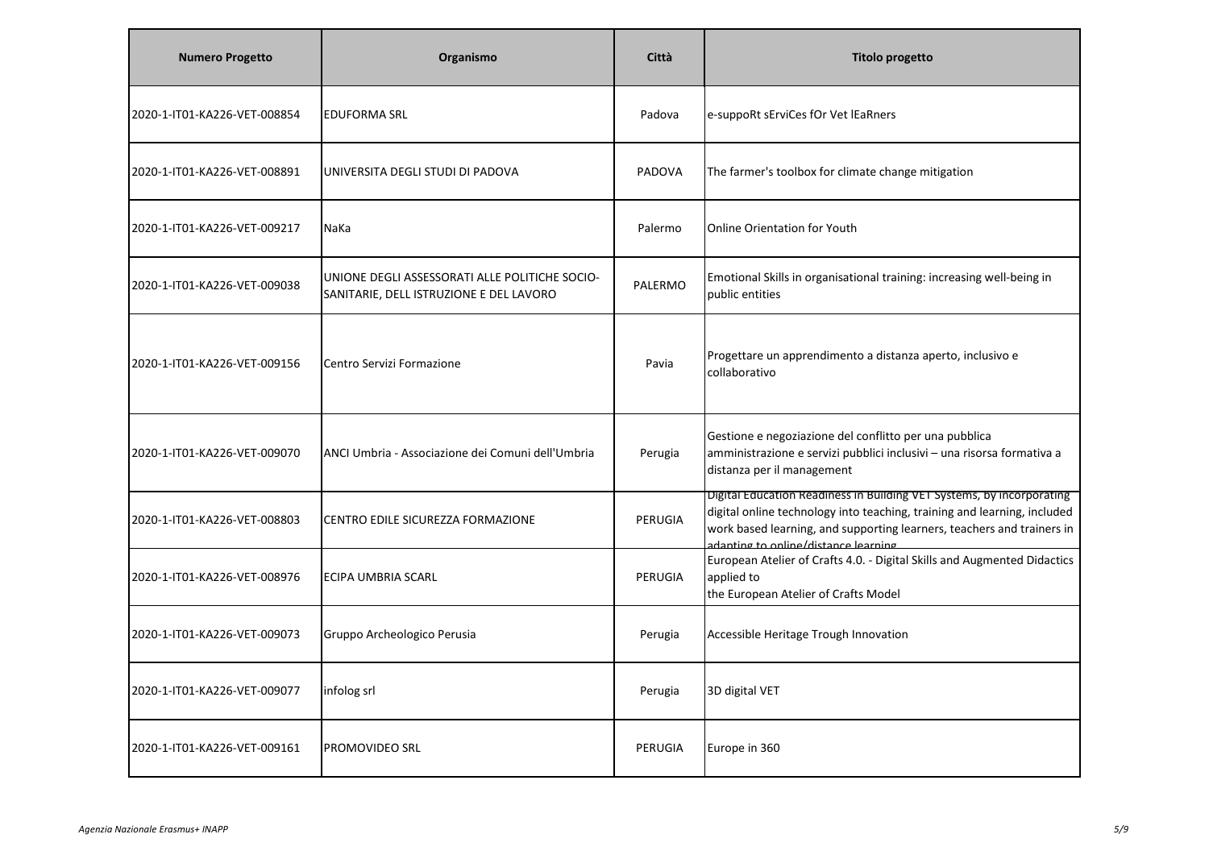| Numero Progetto | Organismo | Città | Titolo progetto |
|---|---|---|---|
| 2020-1-IT01-KA226-VET-008854 | EDUFORMA SRL | Padova | e-suppoRt sErviCes fOr Vet lEaRners |
| 2020-1-IT01-KA226-VET-008891 | UNIVERSITA DEGLI STUDI DI PADOVA | PADOVA | The farmer's toolbox for climate change mitigation |
| 2020-1-IT01-KA226-VET-009217 | NaKa | Palermo | Online Orientation for Youth |
| 2020-1-IT01-KA226-VET-009038 | UNIONE DEGLI ASSESSORATI ALLE POLITICHE SOCIO-SANITARIE, DELL ISTRUZIONE E DEL LAVORO | PALERMO | Emotional Skills in organisational training: increasing well-being in public entities |
| 2020-1-IT01-KA226-VET-009156 | Centro Servizi Formazione | Pavia | Progettare un apprendimento a distanza aperto, inclusivo e collaborativo |
| 2020-1-IT01-KA226-VET-009070 | ANCI Umbria - Associazione dei Comuni dell'Umbria | Perugia | Gestione e negoziazione del conflitto per una pubblica amministrazione e servizi pubblici inclusivi – una risorsa formativa a distanza per il management |
| 2020-1-IT01-KA226-VET-008803 | CENTRO EDILE SICUREZZA FORMAZIONE | PERUGIA | Digital Education Readiness in Building VET Systems, by incorporating digital online technology into teaching, training and learning, included work based learning, and supporting learners, teachers and trainers in adapting to online/distance learning |
| 2020-1-IT01-KA226-VET-008976 | ECIPA UMBRIA SCARL | PERUGIA | European Atelier of Crafts 4.0. - Digital Skills and Augmented Didactics applied to the European Atelier of Crafts Model |
| 2020-1-IT01-KA226-VET-009073 | Gruppo Archeologico Perusia | Perugia | Accessible Heritage Trough Innovation |
| 2020-1-IT01-KA226-VET-009077 | infolog srl | Perugia | 3D digital VET |
| 2020-1-IT01-KA226-VET-009161 | PROMOVIDEO SRL | PERUGIA | Europe in 360 |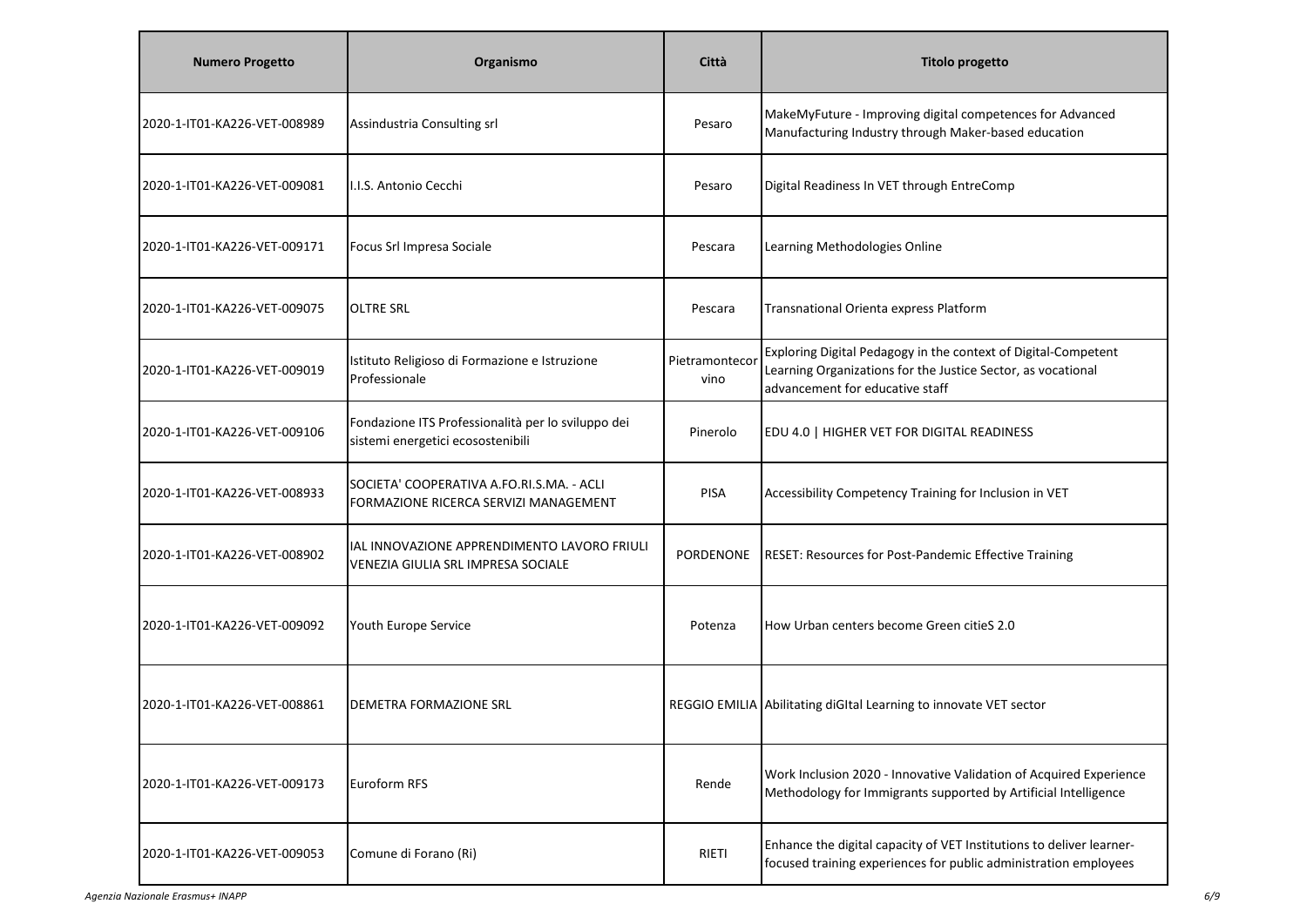| Numero Progetto | Organismo | Città | Titolo progetto |
| --- | --- | --- | --- |
| 2020-1-IT01-KA226-VET-008989 | Assindustria Consulting srl | Pesaro | MakeMyFuture - Improving digital competences for Advanced Manufacturing Industry through Maker-based education |
| 2020-1-IT01-KA226-VET-009081 | I.I.S. Antonio Cecchi | Pesaro | Digital Readiness In VET through EntreComp |
| 2020-1-IT01-KA226-VET-009171 | Focus Srl Impresa Sociale | Pescara | Learning Methodologies Online |
| 2020-1-IT01-KA226-VET-009075 | OLTRE SRL | Pescara | Transnational Orienta express Platform |
| 2020-1-IT01-KA226-VET-009019 | Istituto Religioso di Formazione e Istruzione Professionale | Pietramontecorvino | Exploring Digital Pedagogy in the context of Digital-Competent Learning Organizations for the Justice Sector, as vocational advancement for educative staff |
| 2020-1-IT01-KA226-VET-009106 | Fondazione ITS Professionalità per lo sviluppo dei sistemi energetici ecosostenibili | Pinerolo | EDU 4.0 \| HIGHER VET FOR DIGITAL READINESS |
| 2020-1-IT01-KA226-VET-008933 | SOCIETA' COOPERATIVA A.FO.RI.S.MA. - ACLI FORMAZIONE RICERCA SERVIZI MANAGEMENT | PISA | Accessibility Competency Training for Inclusion in VET |
| 2020-1-IT01-KA226-VET-008902 | IAL INNOVAZIONE APPRENDIMENTO LAVORO FRIULI VENEZIA GIULIA SRL IMPRESA SOCIALE | PORDENONE | RESET: Resources for Post-Pandemic Effective Training |
| 2020-1-IT01-KA226-VET-009092 | Youth Europe Service | Potenza | How Urban centers become Green citieS 2.0 |
| 2020-1-IT01-KA226-VET-008861 | DEMETRA FORMAZIONE SRL | REGGIO EMILIA | Abilitating diGItal Learning to innovate VET sector |
| 2020-1-IT01-KA226-VET-009173 | Euroform RFS | Rende | Work Inclusion 2020 - Innovative Validation of Acquired Experience Methodology for Immigrants supported by Artificial Intelligence |
| 2020-1-IT01-KA226-VET-009053 | Comune di Forano (Ri) | RIETI | Enhance the digital capacity of VET Institutions to deliver learner-focused training experiences for public administration employees |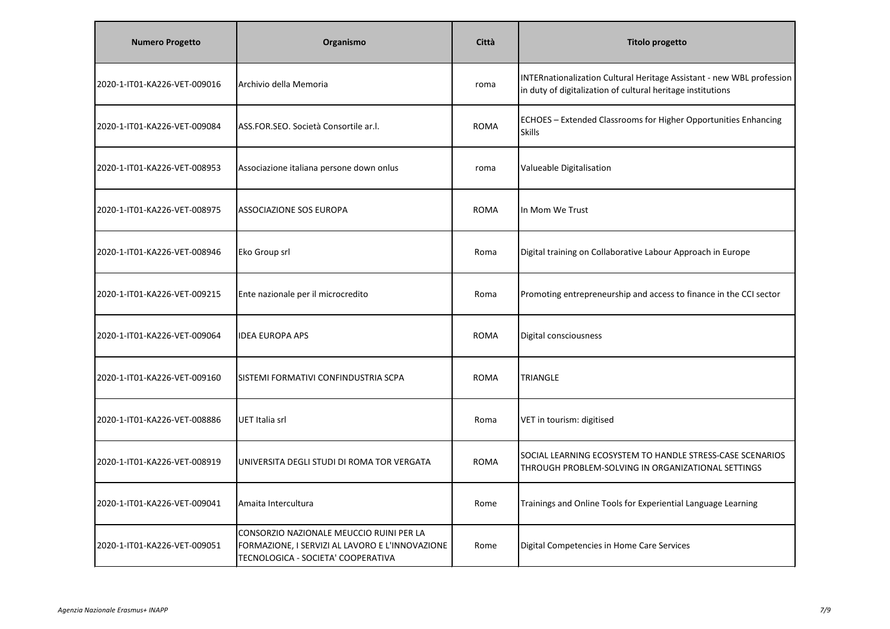| Numero Progetto | Organismo | Città | Titolo progetto |
| --- | --- | --- | --- |
| 2020-1-IT01-KA226-VET-009016 | Archivio della Memoria | roma | INTERnationalization Cultural Heritage Assistant - new WBL profession in duty of digitalization of cultural heritage institutions |
| 2020-1-IT01-KA226-VET-009084 | ASS.FOR.SEO. Società Consortile ar.l. | ROMA | ECHOES – Extended Classrooms for Higher Opportunities Enhancing Skills |
| 2020-1-IT01-KA226-VET-008953 | Associazione italiana persone down onlus | roma | Valueable Digitalisation |
| 2020-1-IT01-KA226-VET-008975 | ASSOCIAZIONE SOS EUROPA | ROMA | In Mom We Trust |
| 2020-1-IT01-KA226-VET-008946 | Eko Group srl | Roma | Digital training on Collaborative Labour Approach in Europe |
| 2020-1-IT01-KA226-VET-009215 | Ente nazionale per il microcredito | Roma | Promoting entrepreneurship and access to finance in the CCI sector |
| 2020-1-IT01-KA226-VET-009064 | IDEA EUROPA APS | ROMA | Digital consciousness |
| 2020-1-IT01-KA226-VET-009160 | SISTEMI FORMATIVI CONFINDUSTRIA SCPA | ROMA | TRIANGLE |
| 2020-1-IT01-KA226-VET-008886 | UET Italia srl | Roma | VET in tourism: digitised |
| 2020-1-IT01-KA226-VET-008919 | UNIVERSITA DEGLI STUDI DI ROMA TOR VERGATA | ROMA | SOCIAL LEARNING ECOSYSTEM TO HANDLE STRESS-CASE SCENARIOS THROUGH PROBLEM-SOLVING IN ORGANIZATIONAL SETTINGS |
| 2020-1-IT01-KA226-VET-009041 | Amaita Intercultura | Rome | Trainings and Online Tools for Experiential Language Learning |
| 2020-1-IT01-KA226-VET-009051 | CONSORZIO NAZIONALE MEUCCIO RUINI PER LA FORMAZIONE, I SERVIZI AL LAVORO E L'INNOVAZIONE TECNOLOGICA - SOCIETA' COOPERATIVA | Rome | Digital Competencies in Home Care Services |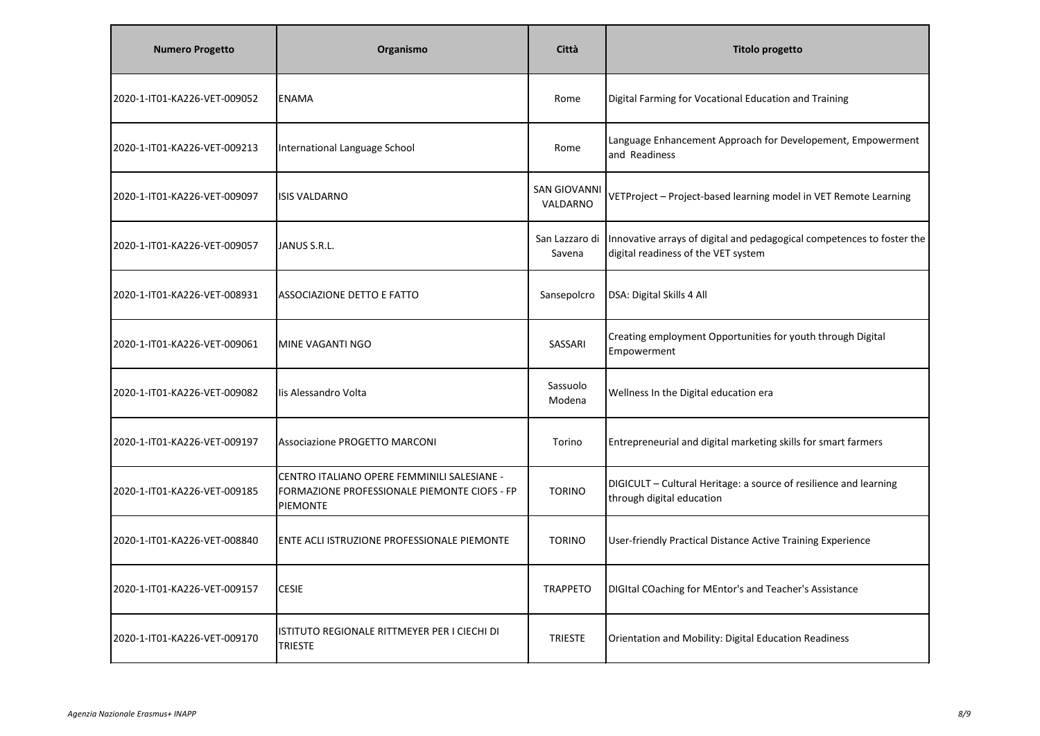| Numero Progetto | Organismo | Città | Titolo progetto |
|---|---|---|---|
| 2020-1-IT01-KA226-VET-009052 | ENAMA | Rome | Digital Farming for Vocational Education and Training |
| 2020-1-IT01-KA226-VET-009213 | International Language School | Rome | Language Enhancement Approach for Developement, Empowerment and Readiness |
| 2020-1-IT01-KA226-VET-009097 | ISIS VALDARNO | SAN GIOVANNI VALDARNO | VETProject – Project-based learning model in VET Remote Learning |
| 2020-1-IT01-KA226-VET-009057 | JANUS S.R.L. | San Lazzaro di Savena | Innovative arrays of digital and pedagogical competences to foster the digital readiness of the VET system |
| 2020-1-IT01-KA226-VET-008931 | ASSOCIAZIONE DETTO E FATTO | Sansepolcro | DSA: Digital Skills 4 All |
| 2020-1-IT01-KA226-VET-009061 | MINE VAGANTI NGO | SASSARI | Creating employment Opportunities for youth through Digital Empowerment |
| 2020-1-IT01-KA226-VET-009082 | Iis Alessandro Volta | Sassuolo Modena | Wellness In the Digital education era |
| 2020-1-IT01-KA226-VET-009197 | Associazione PROGETTO MARCONI | Torino | Entrepreneurial and digital marketing skills for smart farmers |
| 2020-1-IT01-KA226-VET-009185 | CENTRO ITALIANO OPERE FEMMINILI SALESIANE - FORMAZIONE PROFESSIONALE PIEMONTE CIOFS - FP PIEMONTE | TORINO | DIGICULT – Cultural Heritage: a source of resilience and learning through digital education |
| 2020-1-IT01-KA226-VET-008840 | ENTE ACLI ISTRUZIONE PROFESSIONALE PIEMONTE | TORINO | User-friendly Practical Distance Active Training Experience |
| 2020-1-IT01-KA226-VET-009157 | CESIE | TRAPPETO | DIGItal COaching for MEntor's and Teacher's Assistance |
| 2020-1-IT01-KA226-VET-009170 | ISTITUTO REGIONALE RITTMEYER PER I CIECHI DI TRIESTE | TRIESTE | Orientation and Mobility: Digital Education Readiness |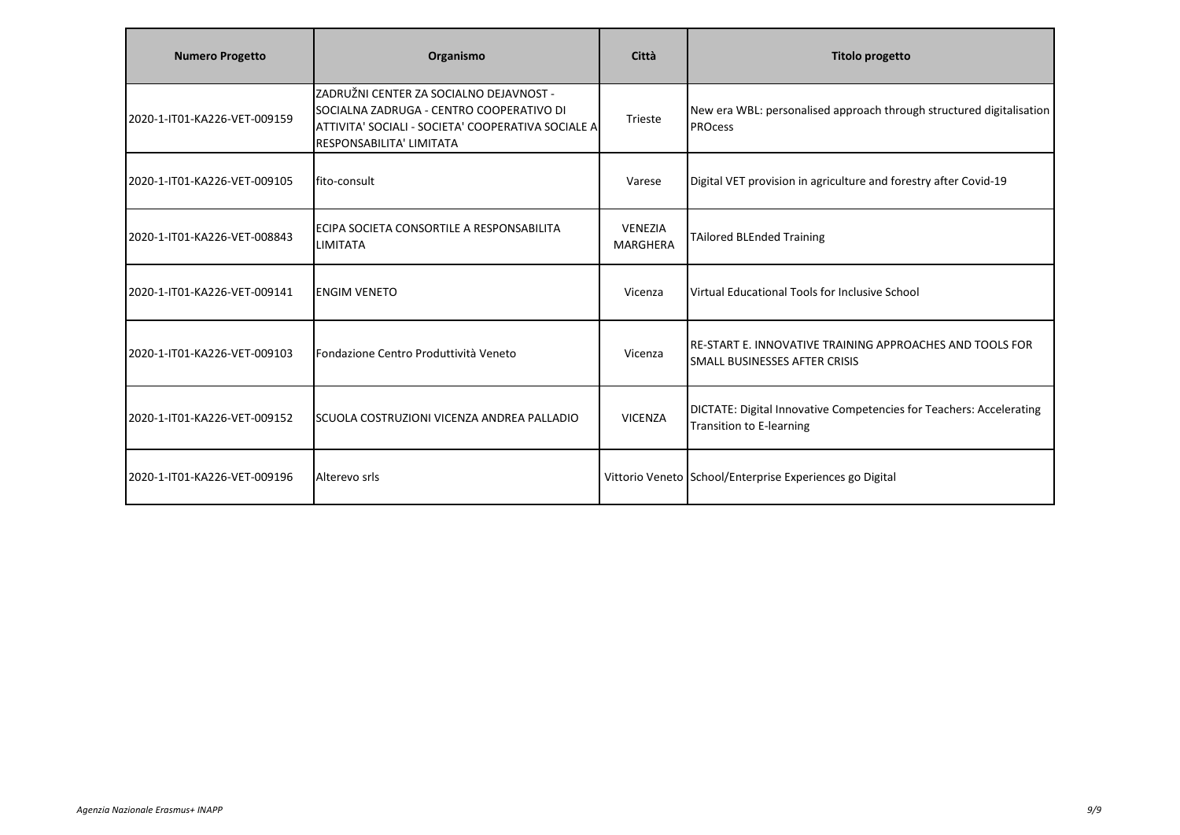| Numero Progetto | Organismo | Città | Titolo progetto |
|---|---|---|---|
| 2020-1-IT01-KA226-VET-009159 | ZADRUŽNI CENTER ZA SOCIALNO DEJAVNOST - SOCIALNA ZADRUGA - CENTRO COOPERATIVO DI ATTIVITA' SOCIALI - SOCIETA' COOPERATIVA SOCIALE A RESPONSABILITA' LIMITATA | Trieste | New era WBL: personalised approach through structured digitalisation PROcess |
| 2020-1-IT01-KA226-VET-009105 | fito-consult | Varese | Digital VET provision in agriculture and forestry after Covid-19 |
| 2020-1-IT01-KA226-VET-008843 | ECIPA SOCIETA CONSORTILE A RESPONSABILITA LIMITATA | VENEZIA MARGHERA | TAilored BLEnded Training |
| 2020-1-IT01-KA226-VET-009141 | ENGIM VENETO | Vicenza | Virtual Educational Tools for Inclusive School |
| 2020-1-IT01-KA226-VET-009103 | Fondazione Centro Produttività Veneto | Vicenza | RE-START E. INNOVATIVE TRAINING APPROACHES AND TOOLS FOR SMALL BUSINESSES AFTER CRISIS |
| 2020-1-IT01-KA226-VET-009152 | SCUOLA COSTRUZIONI VICENZA ANDREA PALLADIO | VICENZA | DICTATE: Digital Innovative Competencies for Teachers: Accelerating Transition to E-learning |
| 2020-1-IT01-KA226-VET-009196 | Alterevo srls | Vittorio Veneto | School/Enterprise Experiences go Digital |